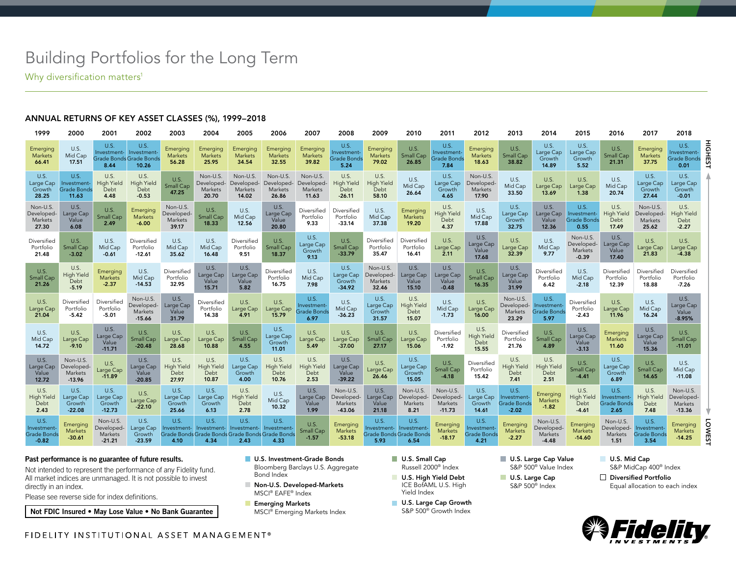# Building Portfolios for the Long Term

Why diversification matters[1]

## ANNUAL RETURNS OF KEY ASSET CLASSES (%), 1999–2018

| 1999 | 2000 | 2001 | 2002 | 2003 | 2004 | 2005 | 2006 | 2007 | 2008 | 2009 | 2010 | 2011 | 2012 | 2013 | 2014 | 2015 | 2016 | 2017 | 2018 |
|---|---|---|---|---|---|---|---|---|---|---|---|---|---|---|---|---|---|---|---|
| Emerging Markets 66.41 | U.S. Mid Cap 17.51 | U.S. Investment-Grade Bonds 8.44 | U.S. Investment-Grade Bonds 10.26 | Emerging Markets 56.28 | Emerging Markets 25.95 | Emerging Markets 34.54 | Emerging Markets 32.55 | Emerging Markets 39.82 | U.S. Investment-Grade Bonds 5.24 | Emerging Markets 79.02 | U.S. Small Cap 26.85 | U.S. Investment-Grade Bonds 7.84 | Emerging Markets 18.63 | U.S. Small Cap 38.82 | U.S. Large Cap Growth 14.89 | U.S. Large Cap Growth 5.52 | U.S. Small Cap 21.31 | Emerging Markets 37.75 | U.S. Investment-Grade Bonds 0.01 |
| U.S. Large Cap Growth 28.25 | U.S. Investment-Grade Bonds 11.63 | U.S. High Yield Debt 4.48 | U.S. High Yield Debt -0.53 | U.S. Small Cap 47.25 | Non-U.S. Developed-Markets 20.70 | Non-U.S. Developed-Markets 14.02 | Non-U.S. Developed-Markets 26.86 | Non-U.S. Developed-Markets 11.63 | U.S. High Yield Debt -26.11 | U.S. High Yield Debt 58.10 | U.S. Mid Cap 26.64 | U.S. Large Cap Growth 4.65 | Non-U.S. Developed-Markets 17.90 | U.S. Mid Cap 33.50 | U.S. Large Cap 13.69 | U.S. Large Cap 1.38 | U.S. Mid Cap 20.74 | U.S. Large Cap Growth 27.44 | U.S. Large Cap Growth -0.01 |
| Non-U.S. Developed-Markets 27.30 | U.S. Large Cap Value 6.08 | U.S. Small Cap 2.49 | Emerging Markets -6.00 | Non-U.S. Developed-Markets 39.17 | U.S. Small Cap 18.33 | U.S. Mid Cap 12.56 | U.S. Large Cap Value 20.80 | Diversified Portfolio 9.33 | Diversified Portfolio -33.14 | U.S. Mid Cap 37.38 | Emerging Markets 19.20 | U.S. High Yield Debt 4.37 | U.S. Mid Cap 17.88 | U.S. Large Cap Growth 32.75 | U.S. Large Cap Value 12.36 | U.S. Investment-Grade Bonds 0.55 | U.S. High Yield Debt 17.49 | Non-U.S. Developed-Markets 25.62 | U.S. High Yield Debt -2.27 |
| Diversified Portfolio 21.48 | U.S. Small Cap -3.02 | U.S. Mid Cap -0.61 | Diversified Portfolio -12.61 | U.S. Mid Cap 35.62 | U.S. Mid Cap 16.48 | Diversified Portfolio 9.51 | U.S. Small Cap 18.37 | U.S. Large Cap Growth 9.13 | U.S. Small Cap -33.79 | Diversified Portfolio 35.47 | Diversified Portfolio 16.41 | U.S. Large Cap 2.11 | U.S. Large Cap Value 17.68 | U.S. Large Cap 32.39 | U.S. Mid Cap 9.77 | Non-U.S. Developed-Markets -0.39 | U.S. Large Cap Value 17.40 | U.S. Large Cap 21.83 | U.S. Large Cap -4.38 |
| U.S. Small Cap 21.26 | U.S. High Yield Debt -5.19 | Emerging Markets -2.37 | U.S. Mid Cap -14.53 | Diversified Portfolio 32.95 | U.S. Large Cap Value 15.71 | U.S. Large Cap Value 5.82 | Diversified Portfolio 16.75 | U.S. Mid Cap 7.98 | U.S. Large Cap Growth -34.92 | Non-U.S. Developed-Markets 32.46 | U.S. Large Cap Value 15.10 | U.S. Large Cap Value -0.48 | U.S. Small Cap 16.35 | U.S. Large Cap Value 31.99 | Diversified Portfolio 6.42 | U.S. Mid Cap -2.18 | Diversified Portfolio 12.39 | Diversified Portfolio 18.88 | Diversified Portfolio -7.26 |
| U.S. Large Cap 21.04 | Diversified Portfolio -5.42 | Diversified Portfolio -5.01 | Non-U.S. Developed-Markets -15.66 | U.S. Large Cap Value 31.79 | Diversified Portfolio 14.38 | U.S. Large Cap 4.91 | U.S. Large Cap 15.79 | U.S. Investment-Grade Bonds 6.97 | U.S. Mid Cap -36.23 | U.S. Large Cap Growth 31.57 | U.S. High Yield Debt 15.07 | U.S. Mid Cap -1.73 | U.S. Large Cap 16.00 | Non-U.S. Developed-Markets 23.29 | U.S. Investment-Grade Bonds 5.97 | Diversified Portfolio -2.43 | U.S. Large Cap 11.96 | U.S. Mid Cap 16.24 | U.S. Large Cap Value -8.95% |
| U.S. Mid Cap 14.72 | U.S. Large Cap -9.10 | U.S. Large Cap Value -11.71 | U.S. Small Cap -20.48 | U.S. Large Cap 28.68 | U.S. Large Cap 10.88 | U.S. Small Cap 4.55 | U.S. Large Cap Growth 11.01 | U.S. Large Cap 5.49 | U.S. Large Cap -37.00 | U.S. Small Cap 27.17 | U.S. Large Cap 15.06 | Diversified Portfolio -1.92 | U.S. High Yield Debt 15.55 | Diversified Portfolio 21.76 | U.S. Small Cap 4.89 | U.S. Large Cap Value -3.13 | Emerging Markets 11.60 | U.S. Large Cap Value 15.36 | U.S. Small Cap -11.01 |
| U.S. Large Cap Value 12.72 | Non-U.S. Developed-Markets -13.96 | U.S. Large Cap -11.89 | U.S. Large Cap Value -20.85 | U.S. High Yield Debt 27.97 | U.S. High Yield Debt 10.87 | U.S. Large Cap Growth 4.00 | U.S. High Yield Debt 10.76 | U.S. High Yield Debt 2.53 | U.S. Large Cap Value -39.22 | U.S. Large Cap 26.46 | U.S. Large Cap Growth 15.05 | U.S. Small Cap -4.18 | Diversified Portfolio 15.42 | U.S. High Yield Debt 7.41 | U.S. High Yield Debt 2.51 | U.S. Small Cap -4.41 | U.S. Large Cap Growth 6.89 | U.S. Small Cap 14.65 | U.S. Mid Cap -11.08 |
| U.S. High Yield Debt 2.43 | U.S. Large Cap Growth -22.08 | U.S. Large Cap Growth -12.73 | U.S. Large Cap -22.10 | U.S. Large Cap Growth 25.66 | U.S. Large Cap Growth 6.13 | U.S. High Yield Debt 2.78 | U.S. Mid Cap 10.32 | U.S. Large Cap Value 1.99 | Non-U.S. Developed-Markets -43.06 | U.S. Large Cap Value 21.18 | Non-U.S. Developed-Markets 8.21 | Non-U.S. Developed-Markets -11.73 | U.S. Large Cap Growth 14.61 | U.S. Investment-Grade Bonds -2.02 | Emerging Markets -1.82 | U.S. High Yield Debt -4.61 | U.S. Investment-Grade Bonds 2.65 | U.S. High Yield Debt 7.48 | Non-U.S. Developed-Markets -13.36 |
| U.S. Investment-Grade Bonds -0.82 | Emerging Markets -30.61 | Non-U.S. Developed-Markets -21.21 | U.S. Large Cap Growth -23.59 | U.S. Investment-Grade Bonds 4.10 | U.S. Investment-Grade Bonds 4.34 | U.S. Investment-Grade Bonds 2.43 | U.S. Investment-Grade Bonds 4.33 | U.S. Small Cap -1.57 | Emerging Markets -53.18 | U.S. Investment-Grade Bonds 5.93 | U.S. Investment-Grade Bonds 6.54 | Emerging Markets -18.17 | U.S. Investment-Grade Bonds 4.21 | Emerging Markets -2.27 | Non-U.S. Developed-Markets -4.48 | Emerging Markets -14.60 | Non-U.S. Developed-Markets 1.51 | U.S. Investment-Grade Bonds 3.54 | Emerging Markets -14.25 |

HIGHEST (top) → LOWEST (bottom)

**Past performance is no guarantee of future results.**

Not intended to represent the performance of any Fidelity fund. All market indices are unmanaged. It is not possible to invest directly in an index.

Please see reverse side for index definitions.

**Not FDIC Insured • May Lose Value • No Bank Guarantee**

- **U.S. Investment-Grade Bonds** — Bloomberg Barclays U.S. Aggregate Bond Index
- **Non-U.S. Developed-Markets** — MSCI® EAFE® Index
- **Emerging Markets** — MSCI® Emerging Markets Index
- **U.S. Small Cap** — Russell 2000® Index
- **U.S. High Yield Debt** — ICE BofAML U.S. High Yield Index
- **U.S. Large Cap Growth** — S&P 500® Growth Index
- **U.S. Large Cap Value** — S&P 500® Value Index
- **U.S. Large Cap** — S&P 500® Index
- **U.S. Mid Cap** — S&P MidCap 400® Index
- **Diversified Portfolio** — Equal allocation to each index

FIDELITY INSTITUTIONAL ASSET MANAGEMENT®

Fidelity INVESTMENTS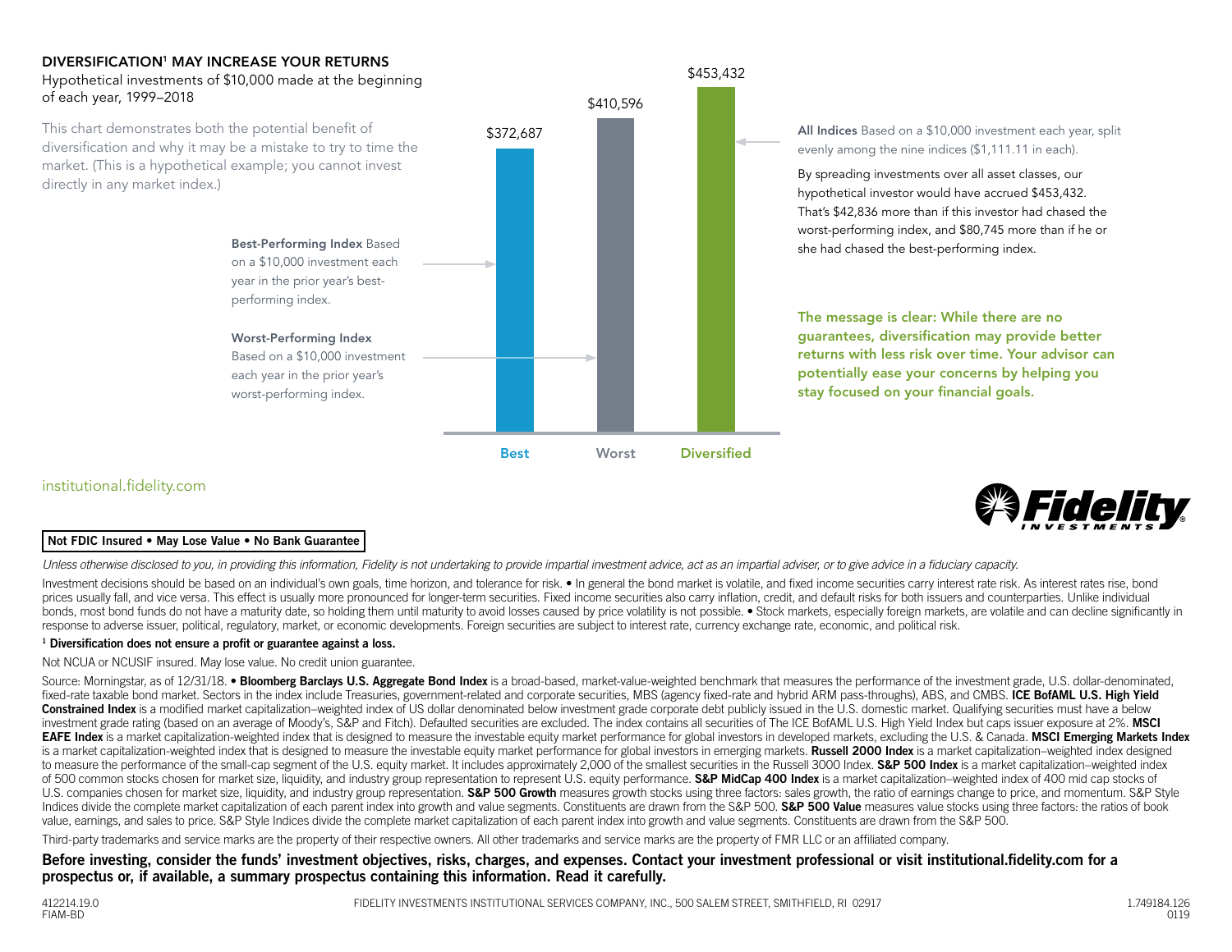## DIVERSIFICATION[1] MAY INCREASE YOUR RETURNS

Hypothetical investments of $10,000 made at the beginning of each year, 1999–2018

This chart demonstrates both the potential benefit of diversification and why it may be a mistake to try to time the market. (This is a hypothetical example; you cannot invest directly in any market index.)

**Best-Performing Index** Based on a $10,000 investment each year in the prior year's best-performing index.

**Worst-Performing Index** Based on a $10,000 investment each year in the prior year's worst-performing index.

$372,687

$410,596

$453,432

Best

Worst

Diversified

**All Indices** Based on a $10,000 investment each year, split evenly among the nine indices ($1,111.11 in each).

By spreading investments over all asset classes, our hypothetical investor would have accrued $453,432. That's $42,836 more than if this investor had chased the worst-performing index, and $80,745 more than if he or she had chased the best-performing index.

**The message is clear: While there are no guarantees, diversification may provide better returns with less risk over time. Your advisor can potentially ease your concerns by helping you stay focused on your financial goals.**

institutional.fidelity.com

**Not FDIC Insured • May Lose Value • No Bank Guarantee**

*Unless otherwise disclosed to you, in providing this information, Fidelity is not undertaking to provide impartial investment advice, act as an impartial adviser, or to give advice in a fiduciary capacity.*

Investment decisions should be based on an individual's own goals, time horizon, and tolerance for risk. • In general the bond market is volatile, and fixed income securities carry interest rate risk. As interest rates rise, bond prices usually fall, and vice versa. This effect is usually more pronounced for longer-term securities. Fixed income securities also carry inflation, credit, and default risks for both issuers and counterparties. Unlike individual bonds, most bond funds do not have a maturity date, so holding them until maturity to avoid losses caused by price volatility is not possible. • Stock markets, especially foreign markets, are volatile and can decline significantly in response to adverse issuer, political, regulatory, market, or economic developments. Foreign securities are subject to interest rate, currency exchange rate, economic, and political risk.

[1] **Diversification does not ensure a profit or guarantee against a loss.**

Not NCUA or NCUSIF insured. May lose value. No credit union guarantee.

Source: Morningstar, as of 12/31/18. • **Bloomberg Barclays U.S. Aggregate Bond Index** is a broad-based, market-value-weighted benchmark that measures the performance of the investment grade, U.S. dollar-denominated, fixed-rate taxable bond market. Sectors in the index include Treasuries, government-related and corporate securities, MBS (agency fixed-rate and hybrid ARM pass-throughs), ABS, and CMBS. **ICE BofAML U.S. High Yield Constrained Index** is a modified market capitalization–weighted index of US dollar denominated below investment grade corporate debt publicly issued in the U.S. domestic market. Qualifying securities must have a below investment grade rating (based on an average of Moody's, S&P and Fitch). Defaulted securities are excluded. The index contains all securities of The ICE BofAML U.S. High Yield Index but caps issuer exposure at 2%. **MSCI EAFE Index** is a market capitalization-weighted index that is designed to measure the investable equity market performance for global investors in developed markets, excluding the U.S. & Canada. **MSCI Emerging Markets Index** is a market capitalization-weighted index that is designed to measure the investable equity market performance for global investors in emerging markets. **Russell 2000 Index** is a market capitalization–weighted index designed to measure the performance of the small-cap segment of the U.S. equity market. It includes approximately 2,000 of the smallest securities in the Russell 3000 Index. **S&P 500 Index** is a market capitalization–weighted index of 500 common stocks chosen for market size, liquidity, and industry group representation to represent U.S. equity performance. **S&P MidCap 400 Index** is a market capitalization–weighted index of 400 mid cap stocks of U.S. companies chosen for market size, liquidity, and industry group representation. **S&P 500 Growth** measures growth stocks using three factors: sales growth, the ratio of earnings change to price, and momentum. S&P Style Indices divide the complete market capitalization of each parent index into growth and value segments. Constituents are drawn from the S&P 500. **S&P 500 Value** measures value stocks using three factors: the ratios of book value, earnings, and sales to price. S&P Style Indices divide the complete market capitalization of each parent index into growth and value segments. Constituents are drawn from the S&P 500.

Third-party trademarks and service marks are the property of their respective owners. All other trademarks and service marks are the property of FMR LLC or an affiliated company.

**Before investing, consider the funds' investment objectives, risks, charges, and expenses. Contact your investment professional or visit institutional.fidelity.com for a prospectus or, if available, a summary prospectus containing this information. Read it carefully.**

412214.19.0
FIAM-BD

FIDELITY INVESTMENTS INSTITUTIONAL SERVICES COMPANY, INC., 500 SALEM STREET, SMITHFIELD, RI 02917

1.749184.126
0119